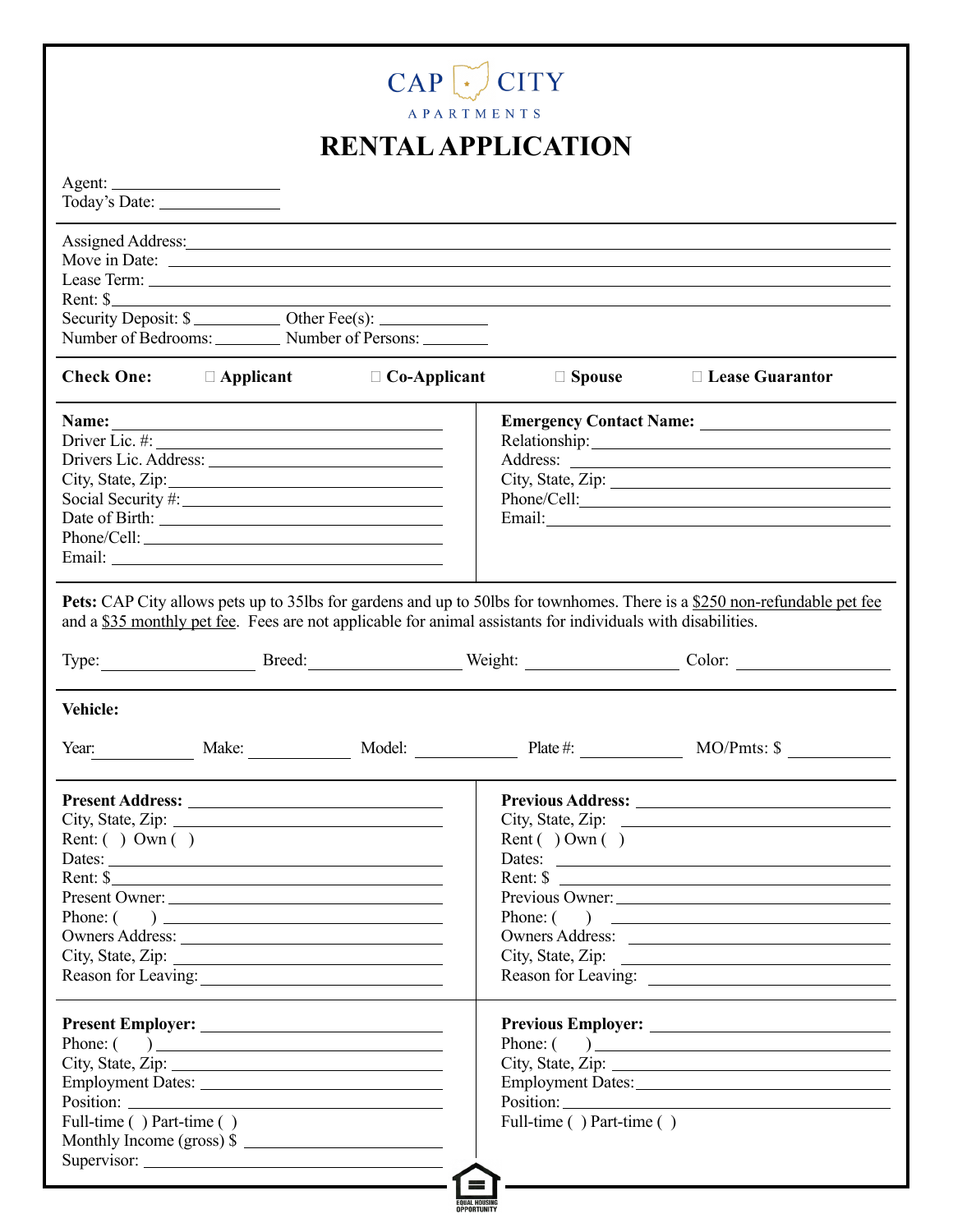CAP CITY

APARTMENTS

# RENTAL APPLICATION

Agent: ____________________
Today's Date: ______________

Assigned Address: ____________________
Move in Date: ____________________
Lease Term: ____________________
Rent: $ ____________________
Security Deposit: $ __________ Other Fee(s): ____________
Number of Bedrooms: ________ Number of Persons: ________

**Check One:** ☐ **Applicant** ☐ **Co-Applicant** ☐ **Spouse** ☐ **Lease Guarantor**

**Name:** ____________________
Driver Lic. #: ____________________
Drivers Lic. Address: ____________________
City, State, Zip: ____________________
Social Security #: ____________________
Date of Birth: ____________________
Phone/Cell: ____________________
Email: ____________________

**Emergency Contact Name:** ____________________
Relationship: ____________________
Address: ____________________
City, State, Zip: ____________________
Phone/Cell: ____________________
Email: ____________________

**Pets:** CAP City allows pets up to 35lbs for gardens and up to 50lbs for townhomes. There is a $250 non-refundable pet fee and a $35 monthly pet fee. Fees are not applicable for animal assistants for individuals with disabilities.

Type: ____________ Breed: ____________ Weight: ____________ Color: ____________

**Vehicle:**

Year: ________ Make: ________ Model: ________ Plate #: ________ MO/Pmts: $ ________

**Present Address:** ____________________
City, State, Zip: ____________________
Rent: ( ) Own ( )
Dates: ____________________
Rent: $ ____________________
Present Owner: ____________________
Phone: ( ) ____________________
Owners Address: ____________________
City, State, Zip: ____________________
Reason for Leaving: ____________________

**Previous Address:** ____________________
City, State, Zip: ____________________
Rent ( ) Own ( )
Dates: ____________________
Rent: $ ____________________
Previous Owner: ____________________
Phone: ( ) ____________________
Owners Address: ____________________
City, State, Zip: ____________________
Reason for Leaving: ____________________

**Present Employer:** ____________________
Phone: ( ) ____________________
City, State, Zip: ____________________
Employment Dates: ____________________
Position: ____________________
Full-time ( ) Part-time ( )
Monthly Income (gross) $ ____________________
Supervisor: ____________________

**Previous Employer:** ____________________
Phone: ( ) ____________________
City, State, Zip: ____________________
Employment Dates: ____________________
Position: ____________________
Full-time ( ) Part-time ( )

EQUAL HOUSING OPPORTUNITY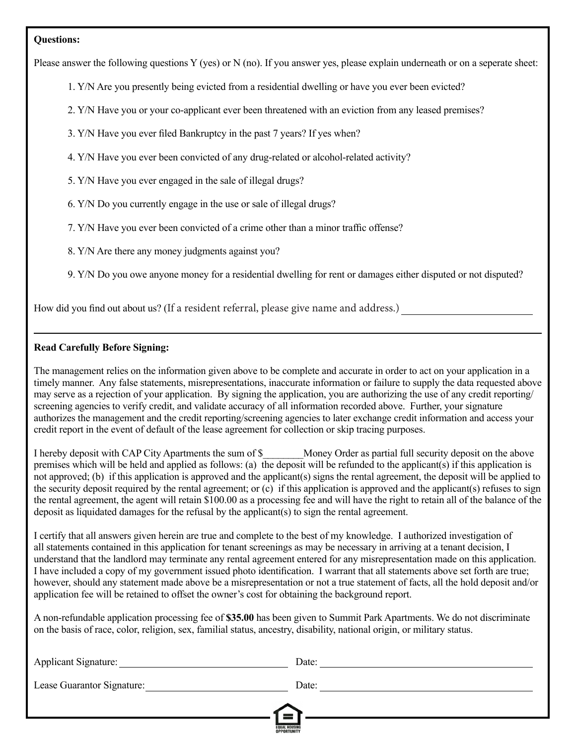**Questions:**

Please answer the following questions Y (yes) or N (no). If you answer yes, please explain underneath or on a seperate sheet:

1. Y/N Are you presently being evicted from a residential dwelling or have you ever been evicted?
2. Y/N Have you or your co-applicant ever been threatened with an eviction from any leased premises?
3. Y/N Have you ever filed Bankruptcy in the past 7 years? If yes when?
4. Y/N Have you ever been convicted of any drug-related or alcohol-related activity?
5. Y/N Have you ever engaged in the sale of illegal drugs?
6. Y/N Do you currently engage in the use or sale of illegal drugs?
7. Y/N Have you ever been convicted of a crime other than a minor traffic offense?
8. Y/N Are there any money judgments against you?
9. Y/N Do you owe anyone money for a residential dwelling for rent or damages either disputed or not disputed?

How did you find out about us? (If a resident referral, please give name and address.) ________________________

---

**Read Carefully Before Signing:**

The management relies on the information given above to be complete and accurate in order to act on your application in a timely manner. Any false statements, misrepresentations, inaccurate information or failure to supply the data requested above may serve as a rejection of your application. By signing the application, you are authorizing the use of any credit reporting/ screening agencies to verify credit, and validate accuracy of all information recorded above. Further, your signature authorizes the management and the credit reporting/screening agencies to later exchange credit information and access your credit report in the event of default of the lease agreement for collection or skip tracing purposes.

I hereby deposit with CAP City Apartments the sum of $________Money Order as partial full security deposit on the above premises which will be held and applied as follows: (a) the deposit will be refunded to the applicant(s) if this application is not approved; (b) if this application is approved and the applicant(s) signs the rental agreement, the deposit will be applied to the security deposit required by the rental agreement; or (c) if this application is approved and the applicant(s) refuses to sign the rental agreement, the agent will retain $100.00 as a processing fee and will have the right to retain all of the balance of the deposit as liquidated damages for the refusal by the applicant(s) to sign the rental agreement.

I certify that all answers given herein are true and complete to the best of my knowledge. I authorized investigation of all statements contained in this application for tenant screenings as may be necessary in arriving at a tenant decision, I understand that the landlord may terminate any rental agreement entered for any misrepresentation made on this application. I have included a copy of my government issued photo identification. I warrant that all statements above set forth are true; however, should any statement made above be a misrepresentation or not a true statement of facts, all the hold deposit and/or application fee will be retained to offset the owner's cost for obtaining the background report.

A non-refundable application processing fee of **$35.00** has been given to Summit Park Apartments. We do not discriminate on the basis of race, color, religion, sex, familial status, ancestry, disability, national origin, or military status.

Applicant Signature: ________________________ Date: ________________________

Lease Guarantor Signature: ________________________ Date: ________________________

EQUAL HOUSING OPPORTUNITY